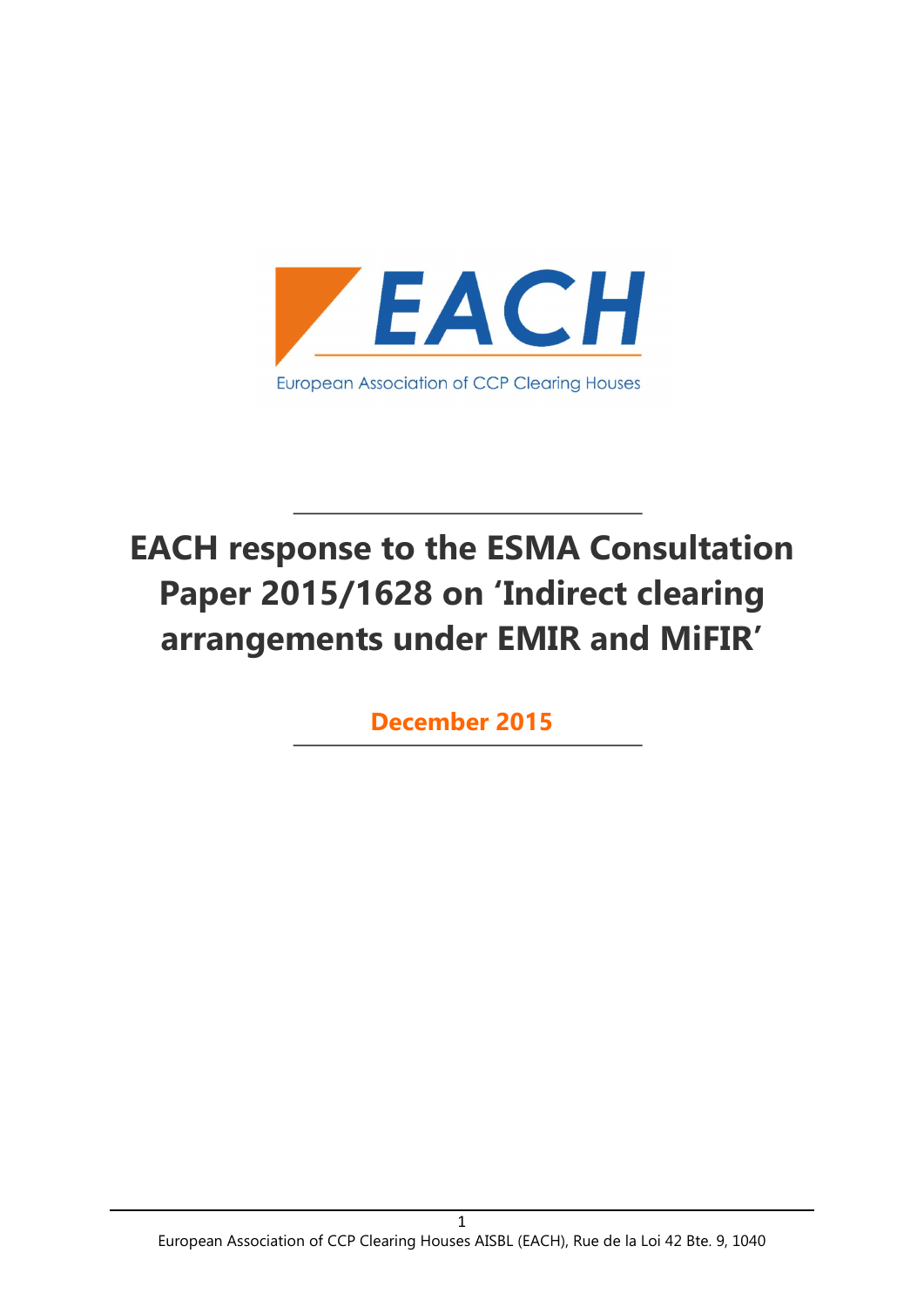EACH

European Association of CCP Clearing Houses

# EACH response to the ESMA Consultation Paper 2015/1628 on 'Indirect clearing arrangements under EMIR and MiFIR'

**December 2015**

European Association of CCP Clearing Houses AISBL (EACH), Rue de la Loi 42 Bte. 9, 1040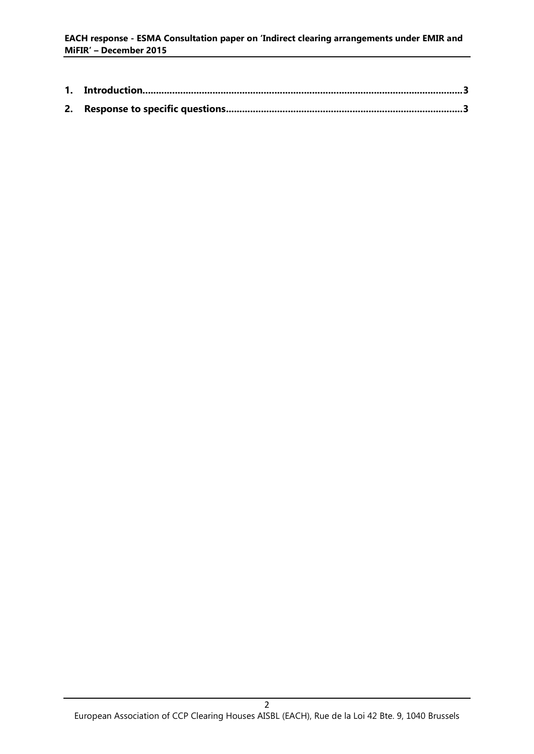1. **Introduction......................................................................................................................3**
2. **Response to specific questions........................................................................................3**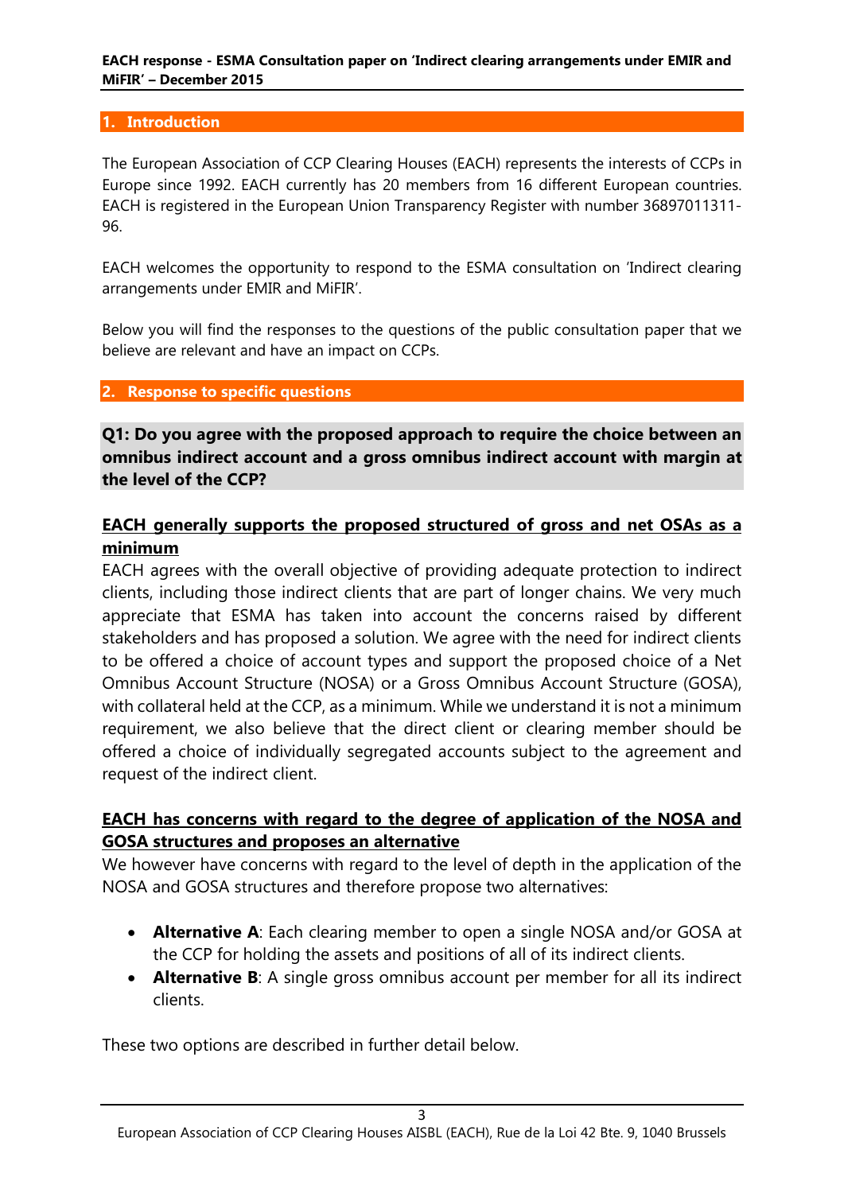## 1. Introduction

The European Association of CCP Clearing Houses (EACH) represents the interests of CCPs in Europe since 1992. EACH currently has 20 members from 16 different European countries. EACH is registered in the European Union Transparency Register with number 36897011311-96.

EACH welcomes the opportunity to respond to the ESMA consultation on 'Indirect clearing arrangements under EMIR and MiFIR'.

Below you will find the responses to the questions of the public consultation paper that we believe are relevant and have an impact on CCPs.

## 2. Response to specific questions

### Q1: Do you agree with the proposed approach to require the choice between an omnibus indirect account and a gross omnibus indirect account with margin at the level of the CCP?

**EACH generally supports the proposed structured of gross and net OSAs as a minimum**

EACH agrees with the overall objective of providing adequate protection to indirect clients, including those indirect clients that are part of longer chains. We very much appreciate that ESMA has taken into account the concerns raised by different stakeholders and has proposed a solution. We agree with the need for indirect clients to be offered a choice of account types and support the proposed choice of a Net Omnibus Account Structure (NOSA) or a Gross Omnibus Account Structure (GOSA), with collateral held at the CCP, as a minimum. While we understand it is not a minimum requirement, we also believe that the direct client or clearing member should be offered a choice of individually segregated accounts subject to the agreement and request of the indirect client.

**EACH has concerns with regard to the degree of application of the NOSA and GOSA structures and proposes an alternative**

We however have concerns with regard to the level of depth in the application of the NOSA and GOSA structures and therefore propose two alternatives:

- **Alternative A**: Each clearing member to open a single NOSA and/or GOSA at the CCP for holding the assets and positions of all of its indirect clients.
- **Alternative B**: A single gross omnibus account per member for all its indirect clients.

These two options are described in further detail below.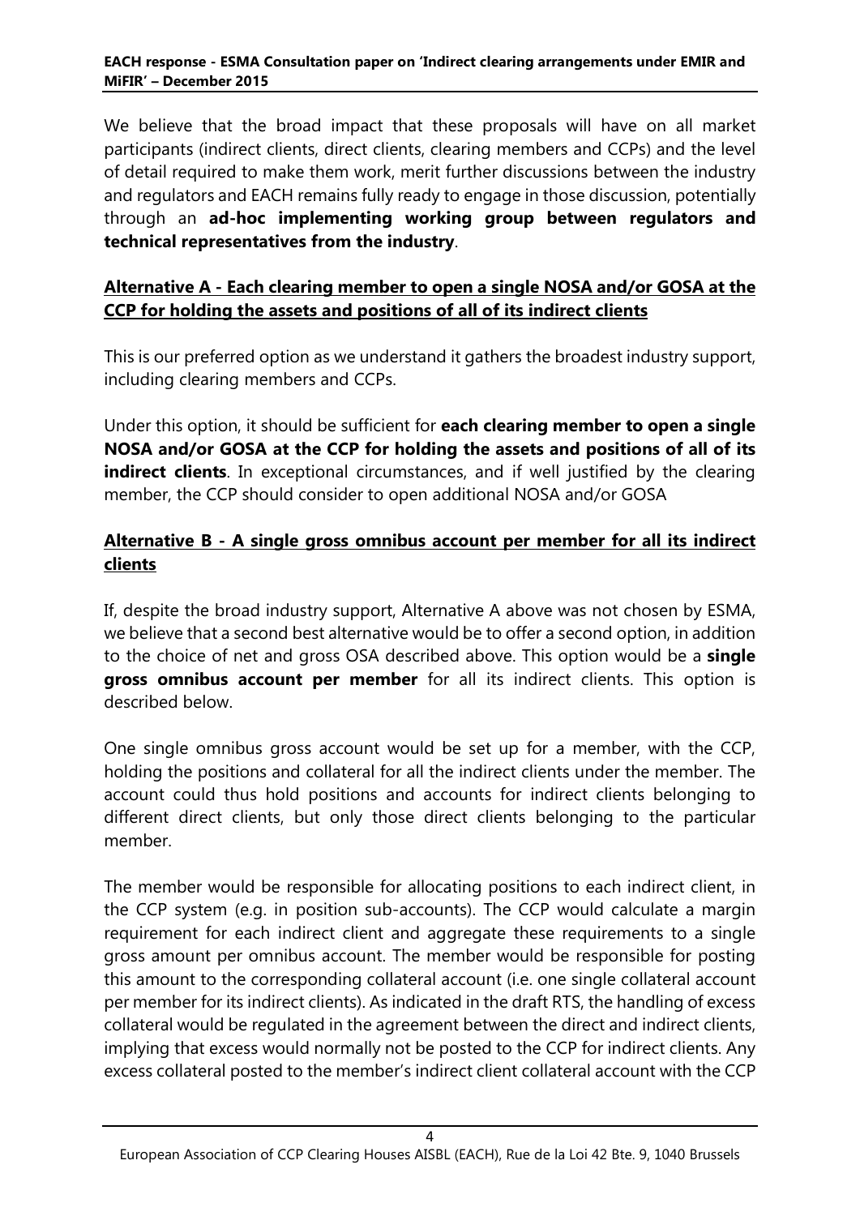We believe that the broad impact that these proposals will have on all market participants (indirect clients, direct clients, clearing members and CCPs) and the level of detail required to make them work, merit further discussions between the industry and regulators and EACH remains fully ready to engage in those discussion, potentially through an **ad-hoc implementing working group between regulators and technical representatives from the industry**.

## Alternative A - Each clearing member to open a single NOSA and/or GOSA at the CCP for holding the assets and positions of all of its indirect clients

This is our preferred option as we understand it gathers the broadest industry support, including clearing members and CCPs.

Under this option, it should be sufficient for **each clearing member to open a single NOSA and/or GOSA at the CCP for holding the assets and positions of all of its indirect clients**. In exceptional circumstances, and if well justified by the clearing member, the CCP should consider to open additional NOSA and/or GOSA

## Alternative B - A single gross omnibus account per member for all its indirect clients

If, despite the broad industry support, Alternative A above was not chosen by ESMA, we believe that a second best alternative would be to offer a second option, in addition to the choice of net and gross OSA described above. This option would be a **single gross omnibus account per member** for all its indirect clients. This option is described below.

One single omnibus gross account would be set up for a member, with the CCP, holding the positions and collateral for all the indirect clients under the member. The account could thus hold positions and accounts for indirect clients belonging to different direct clients, but only those direct clients belonging to the particular member.

The member would be responsible for allocating positions to each indirect client, in the CCP system (e.g. in position sub-accounts). The CCP would calculate a margin requirement for each indirect client and aggregate these requirements to a single gross amount per omnibus account. The member would be responsible for posting this amount to the corresponding collateral account (i.e. one single collateral account per member for its indirect clients). As indicated in the draft RTS, the handling of excess collateral would be regulated in the agreement between the direct and indirect clients, implying that excess would normally not be posted to the CCP for indirect clients. Any excess collateral posted to the member's indirect client collateral account with the CCP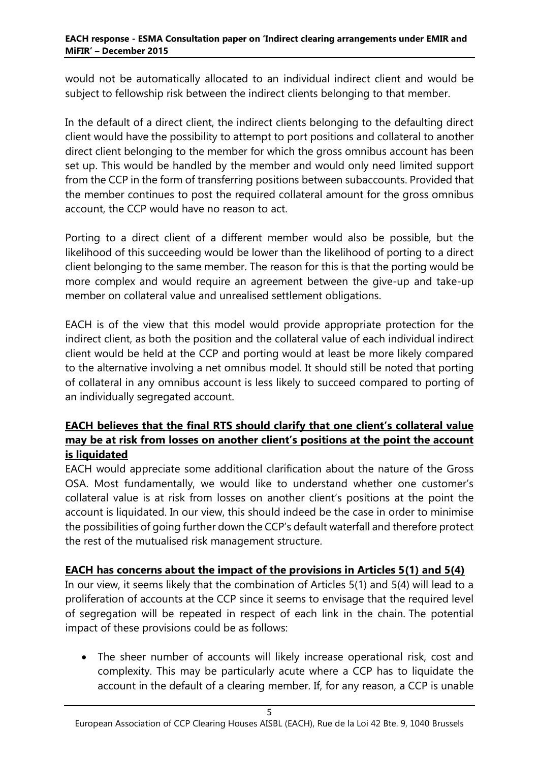would not be automatically allocated to an individual indirect client and would be subject to fellowship risk between the indirect clients belonging to that member.

In the default of a direct client, the indirect clients belonging to the defaulting direct client would have the possibility to attempt to port positions and collateral to another direct client belonging to the member for which the gross omnibus account has been set up. This would be handled by the member and would only need limited support from the CCP in the form of transferring positions between subaccounts. Provided that the member continues to post the required collateral amount for the gross omnibus account, the CCP would have no reason to act.

Porting to a direct client of a different member would also be possible, but the likelihood of this succeeding would be lower than the likelihood of porting to a direct client belonging to the same member. The reason for this is that the porting would be more complex and would require an agreement between the give-up and take-up member on collateral value and unrealised settlement obligations.

EACH is of the view that this model would provide appropriate protection for the indirect client, as both the position and the collateral value of each individual indirect client would be held at the CCP and porting would at least be more likely compared to the alternative involving a net omnibus model. It should still be noted that porting of collateral in any omnibus account is less likely to succeed compared to porting of an individually segregated account.

**EACH believes that the final RTS should clarify that one client's collateral value may be at risk from losses on another client's positions at the point the account is liquidated**

EACH would appreciate some additional clarification about the nature of the Gross OSA. Most fundamentally, we would like to understand whether one customer's collateral value is at risk from losses on another client's positions at the point the account is liquidated. In our view, this should indeed be the case in order to minimise the possibilities of going further down the CCP's default waterfall and therefore protect the rest of the mutualised risk management structure.

**EACH has concerns about the impact of the provisions in Articles 5(1) and 5(4)**

In our view, it seems likely that the combination of Articles 5(1) and 5(4) will lead to a proliferation of accounts at the CCP since it seems to envisage that the required level of segregation will be repeated in respect of each link in the chain. The potential impact of these provisions could be as follows:

- The sheer number of accounts will likely increase operational risk, cost and complexity. This may be particularly acute where a CCP has to liquidate the account in the default of a clearing member. If, for any reason, a CCP is unable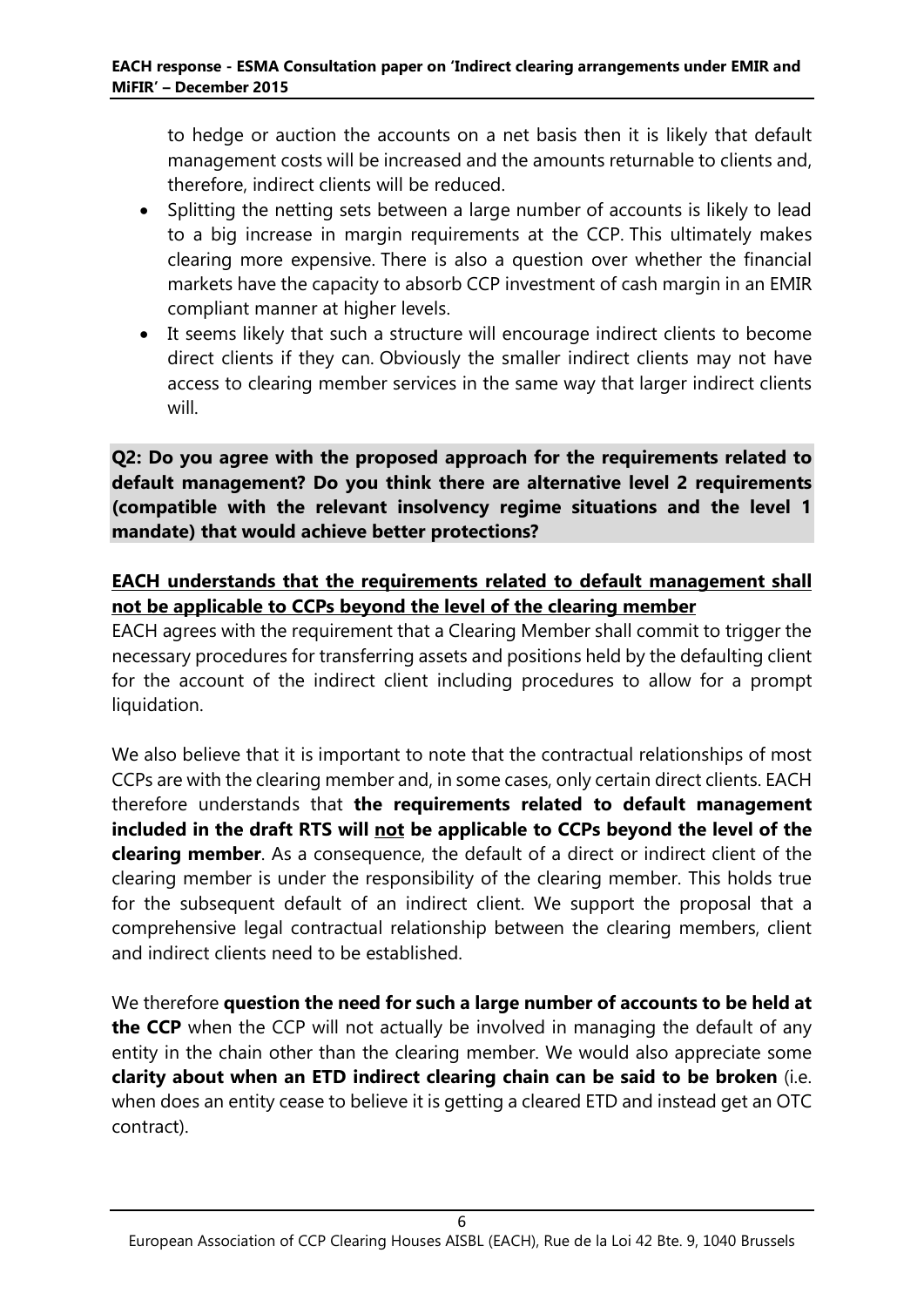to hedge or auction the accounts on a net basis then it is likely that default management costs will be increased and the amounts returnable to clients and, therefore, indirect clients will be reduced.

- Splitting the netting sets between a large number of accounts is likely to lead to a big increase in margin requirements at the CCP. This ultimately makes clearing more expensive. There is also a question over whether the financial markets have the capacity to absorb CCP investment of cash margin in an EMIR compliant manner at higher levels.
- It seems likely that such a structure will encourage indirect clients to become direct clients if they can. Obviously the smaller indirect clients may not have access to clearing member services in the same way that larger indirect clients will.

**Q2: Do you agree with the proposed approach for the requirements related to default management? Do you think there are alternative level 2 requirements (compatible with the relevant insolvency regime situations and the level 1 mandate) that would achieve better protections?**

**EACH understands that the requirements related to default management shall not be applicable to CCPs beyond the level of the clearing member**

EACH agrees with the requirement that a Clearing Member shall commit to trigger the necessary procedures for transferring assets and positions held by the defaulting client for the account of the indirect client including procedures to allow for a prompt liquidation.

We also believe that it is important to note that the contractual relationships of most CCPs are with the clearing member and, in some cases, only certain direct clients. EACH therefore understands that **the requirements related to default management included in the draft RTS will not be applicable to CCPs beyond the level of the clearing member**. As a consequence, the default of a direct or indirect client of the clearing member is under the responsibility of the clearing member. This holds true for the subsequent default of an indirect client. We support the proposal that a comprehensive legal contractual relationship between the clearing members, client and indirect clients need to be established.

We therefore **question the need for such a large number of accounts to be held at the CCP** when the CCP will not actually be involved in managing the default of any entity in the chain other than the clearing member. We would also appreciate some **clarity about when an ETD indirect clearing chain can be said to be broken** (i.e. when does an entity cease to believe it is getting a cleared ETD and instead get an OTC contract).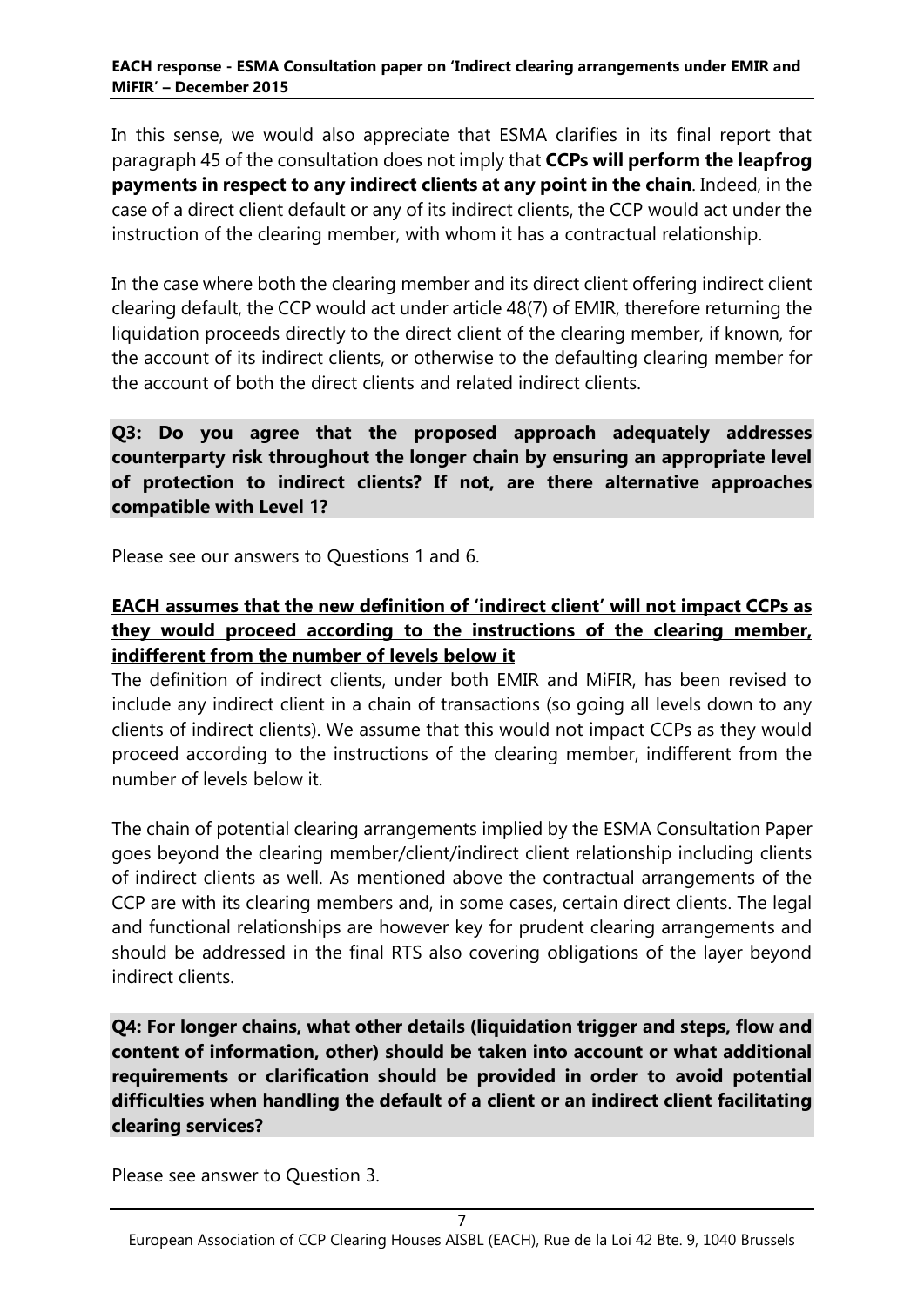In this sense, we would also appreciate that ESMA clarifies in its final report that paragraph 45 of the consultation does not imply that **CCPs will perform the leapfrog payments in respect to any indirect clients at any point in the chain**. Indeed, in the case of a direct client default or any of its indirect clients, the CCP would act under the instruction of the clearing member, with whom it has a contractual relationship.

In the case where both the clearing member and its direct client offering indirect client clearing default, the CCP would act under article 48(7) of EMIR, therefore returning the liquidation proceeds directly to the direct client of the clearing member, if known, for the account of its indirect clients, or otherwise to the defaulting clearing member for the account of both the direct clients and related indirect clients.

**Q3: Do you agree that the proposed approach adequately addresses counterparty risk throughout the longer chain by ensuring an appropriate level of protection to indirect clients? If not, are there alternative approaches compatible with Level 1?**

Please see our answers to Questions 1 and 6.

**EACH assumes that the new definition of 'indirect client' will not impact CCPs as they would proceed according to the instructions of the clearing member, indifferent from the number of levels below it**

The definition of indirect clients, under both EMIR and MiFIR, has been revised to include any indirect client in a chain of transactions (so going all levels down to any clients of indirect clients). We assume that this would not impact CCPs as they would proceed according to the instructions of the clearing member, indifferent from the number of levels below it.

The chain of potential clearing arrangements implied by the ESMA Consultation Paper goes beyond the clearing member/client/indirect client relationship including clients of indirect clients as well. As mentioned above the contractual arrangements of the CCP are with its clearing members and, in some cases, certain direct clients. The legal and functional relationships are however key for prudent clearing arrangements and should be addressed in the final RTS also covering obligations of the layer beyond indirect clients.

**Q4: For longer chains, what other details (liquidation trigger and steps, flow and content of information, other) should be taken into account or what additional requirements or clarification should be provided in order to avoid potential difficulties when handling the default of a client or an indirect client facilitating clearing services?**

Please see answer to Question 3.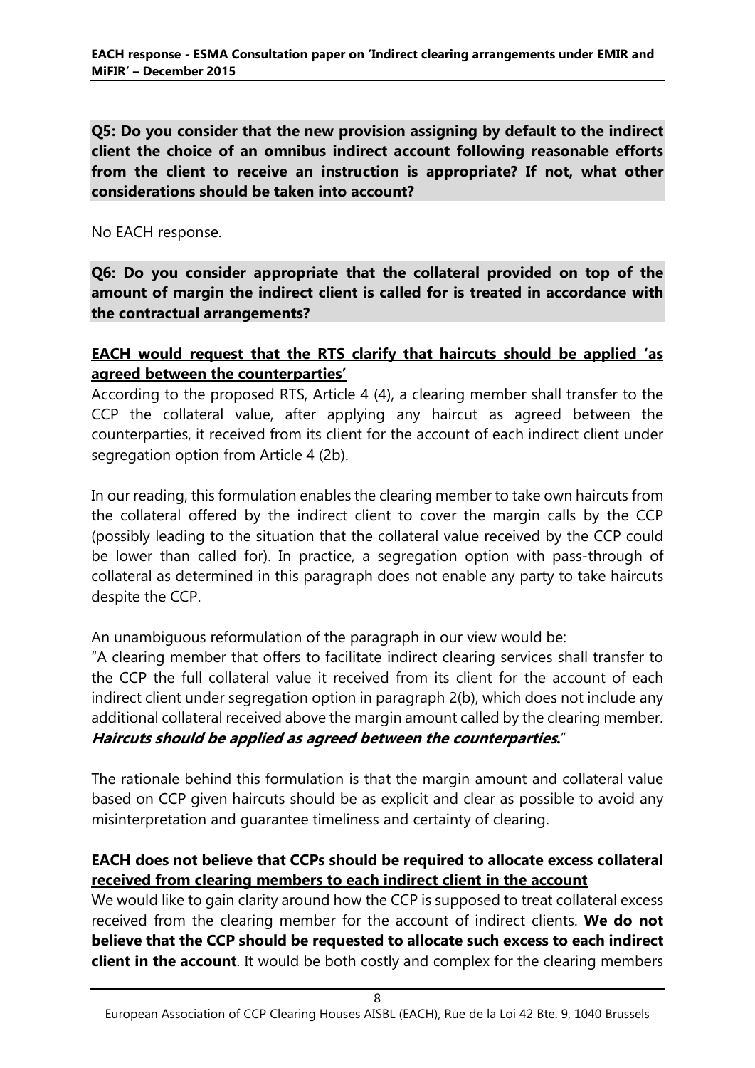**Q5: Do you consider that the new provision assigning by default to the indirect client the choice of an omnibus indirect account following reasonable efforts from the client to receive an instruction is appropriate? If not, what other considerations should be taken into account?**

No EACH response.

**Q6: Do you consider appropriate that the collateral provided on top of the amount of margin the indirect client is called for is treated in accordance with the contractual arrangements?**

**EACH would request that the RTS clarify that haircuts should be applied 'as agreed between the counterparties'**

According to the proposed RTS, Article 4 (4), a clearing member shall transfer to the CCP the collateral value, after applying any haircut as agreed between the counterparties, it received from its client for the account of each indirect client under segregation option from Article 4 (2b).

In our reading, this formulation enables the clearing member to take own haircuts from the collateral offered by the indirect client to cover the margin calls by the CCP (possibly leading to the situation that the collateral value received by the CCP could be lower than called for). In practice, a segregation option with pass-through of collateral as determined in this paragraph does not enable any party to take haircuts despite the CCP.

An unambiguous reformulation of the paragraph in our view would be:

"A clearing member that offers to facilitate indirect clearing services shall transfer to the CCP the full collateral value it received from its client for the account of each indirect client under segregation option in paragraph 2(b), which does not include any additional collateral received above the margin amount called by the clearing member. ***Haircuts should be applied as agreed between the counterparties.***"

The rationale behind this formulation is that the margin amount and collateral value based on CCP given haircuts should be as explicit and clear as possible to avoid any misinterpretation and guarantee timeliness and certainty of clearing.

**EACH does not believe that CCPs should be required to allocate excess collateral received from clearing members to each indirect client in the account**

We would like to gain clarity around how the CCP is supposed to treat collateral excess received from the clearing member for the account of indirect clients. **We do not believe that the CCP should be requested to allocate such excess to each indirect client in the account**. It would be both costly and complex for the clearing members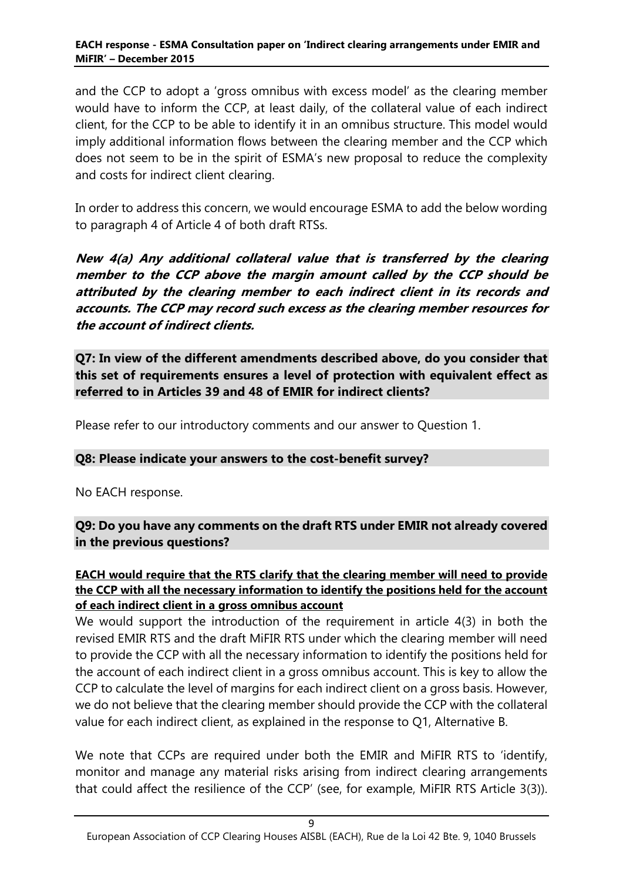and the CCP to adopt a 'gross omnibus with excess model' as the clearing member would have to inform the CCP, at least daily, of the collateral value of each indirect client, for the CCP to be able to identify it in an omnibus structure. This model would imply additional information flows between the clearing member and the CCP which does not seem to be in the spirit of ESMA's new proposal to reduce the complexity and costs for indirect client clearing.

In order to address this concern, we would encourage ESMA to add the below wording to paragraph 4 of Article 4 of both draft RTSs.

***New 4(a) Any additional collateral value that is transferred by the clearing member to the CCP above the margin amount called by the CCP should be attributed by the clearing member to each indirect client in its records and accounts. The CCP may record such excess as the clearing member resources for the account of indirect clients.***

**Q7: In view of the different amendments described above, do you consider that this set of requirements ensures a level of protection with equivalent effect as referred to in Articles 39 and 48 of EMIR for indirect clients?**

Please refer to our introductory comments and our answer to Question 1.

**Q8: Please indicate your answers to the cost-benefit survey?**

No EACH response.

**Q9: Do you have any comments on the draft RTS under EMIR not already covered in the previous questions?**

**EACH would require that the RTS clarify that the clearing member will need to provide the CCP with all the necessary information to identify the positions held for the account of each indirect client in a gross omnibus account**

We would support the introduction of the requirement in article 4(3) in both the revised EMIR RTS and the draft MiFIR RTS under which the clearing member will need to provide the CCP with all the necessary information to identify the positions held for the account of each indirect client in a gross omnibus account. This is key to allow the CCP to calculate the level of margins for each indirect client on a gross basis. However, we do not believe that the clearing member should provide the CCP with the collateral value for each indirect client, as explained in the response to Q1, Alternative B.

We note that CCPs are required under both the EMIR and MiFIR RTS to 'identify, monitor and manage any material risks arising from indirect clearing arrangements that could affect the resilience of the CCP' (see, for example, MiFIR RTS Article 3(3)).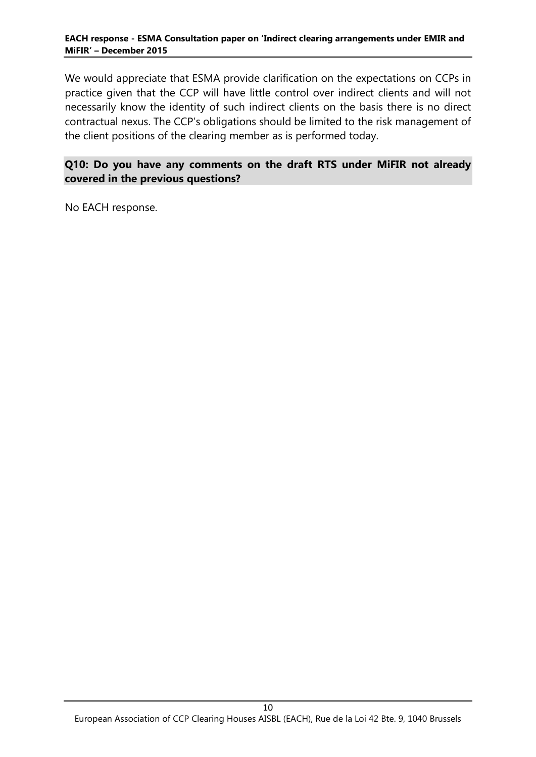We would appreciate that ESMA provide clarification on the expectations on CCPs in practice given that the CCP will have little control over indirect clients and will not necessarily know the identity of such indirect clients on the basis there is no direct contractual nexus. The CCP's obligations should be limited to the risk management of the client positions of the clearing member as is performed today.

**Q10: Do you have any comments on the draft RTS under MiFIR not already covered in the previous questions?**

No EACH response.